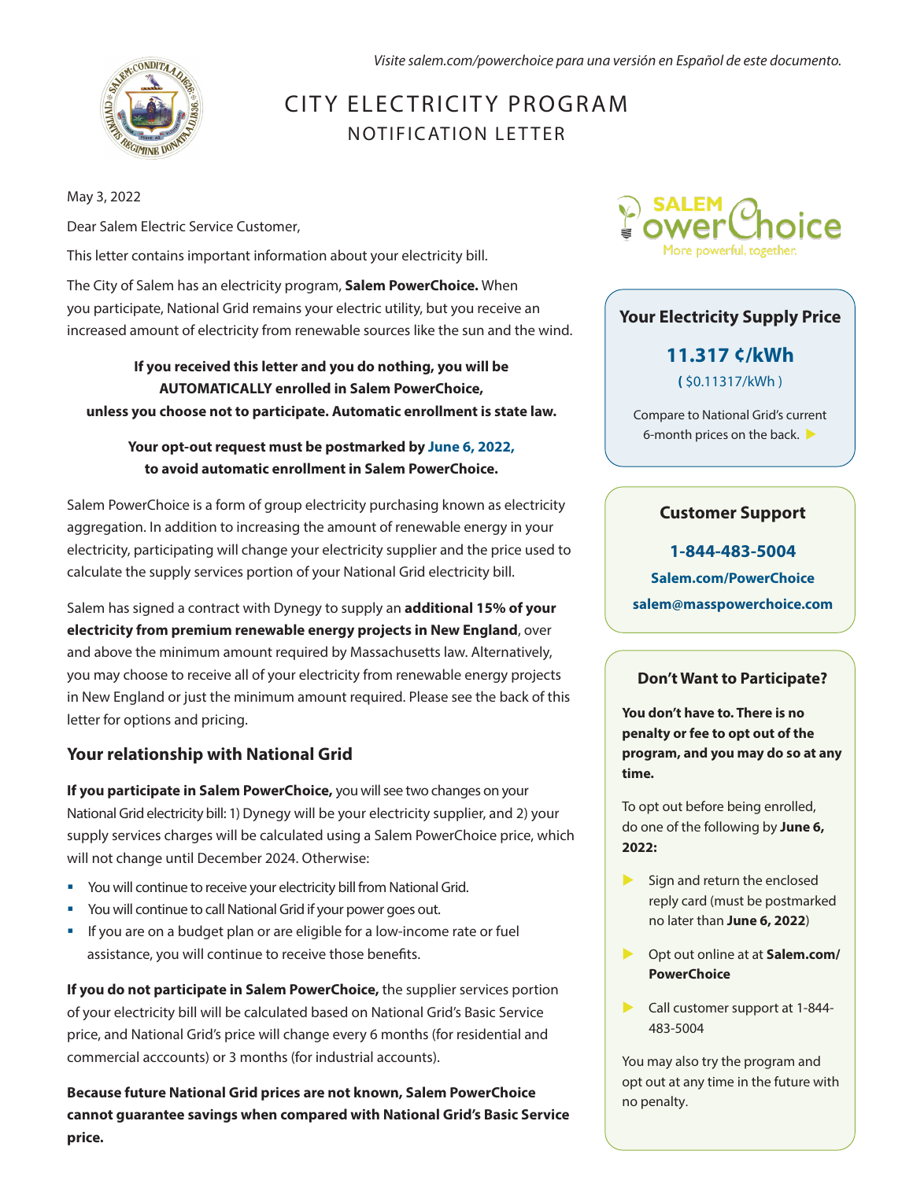*Visite salem.com/powerchoice para una versión en Español de este documento.*

# CITY ELECTRICITY PROGRAM

## NOTIFICATION LETTER

May 3, 2022

Dear Salem Electric Service Customer,

This letter contains important information about your electricity bill.

The City of Salem has an electricity program, **Salem PowerChoice.** When you participate, National Grid remains your electric utility, but you receive an increased amount of electricity from renewable sources like the sun and the wind.

**If you received this letter and you do nothing, you will be AUTOMATICALLY enrolled in Salem PowerChoice, unless you choose not to participate. Automatic enrollment is state law.**

**Your opt-out request must be postmarked by June 6, 2022, to avoid automatic enrollment in Salem PowerChoice.**

Salem PowerChoice is a form of group electricity purchasing known as electricity aggregation. In addition to increasing the amount of renewable energy in your electricity, participating will change your electricity supplier and the price used to calculate the supply services portion of your National Grid electricity bill.

Salem has signed a contract with Dynegy to supply an **additional 15% of your electricity from premium renewable energy projects in New England**, over and above the minimum amount required by Massachusetts law. Alternatively, you may choose to receive all of your electricity from renewable energy projects in New England or just the minimum amount required. Please see the back of this letter for options and pricing.

### Your relationship with National Grid

**If you participate in Salem PowerChoice,** you will see two changes on your National Grid electricity bill: 1) Dynegy will be your electricity supplier, and 2) your supply services charges will be calculated using a Salem PowerChoice price, which will not change until December 2024. Otherwise:

- You will continue to receive your electricity bill from National Grid.
- You will continue to call National Grid if your power goes out.
- If you are on a budget plan or are eligible for a low-income rate or fuel assistance, you will continue to receive those benefits.

**If you do not participate in Salem PowerChoice,** the supplier services portion of your electricity bill will be calculated based on National Grid's Basic Service price, and National Grid's price will change every 6 months (for residential and commercial acccounts) or 3 months (for industrial accounts).

**Because future National Grid prices are not known, Salem PowerChoice cannot guarantee savings when compared with National Grid's Basic Service price.**

SALEM PowerChoice
More powerful, together.

### Your Electricity Supply Price

**11.317 ¢/kWh**

( $0.11317/kWh )

Compare to National Grid's current 6-month prices on the back.

### Customer Support

**1-844-483-5004**

**Salem.com/PowerChoice**

**salem@masspowerchoice.com**

### Don't Want to Participate?

**You don't have to. There is no penalty or fee to opt out of the program, and you may do so at any time.**

To opt out before being enrolled, do one of the following by **June 6, 2022:**

- Sign and return the enclosed reply card (must be postmarked no later than **June 6, 2022**)
- Opt out online at at **Salem.com/PowerChoice**
- Call customer support at 1-844-483-5004

You may also try the program and opt out at any time in the future with no penalty.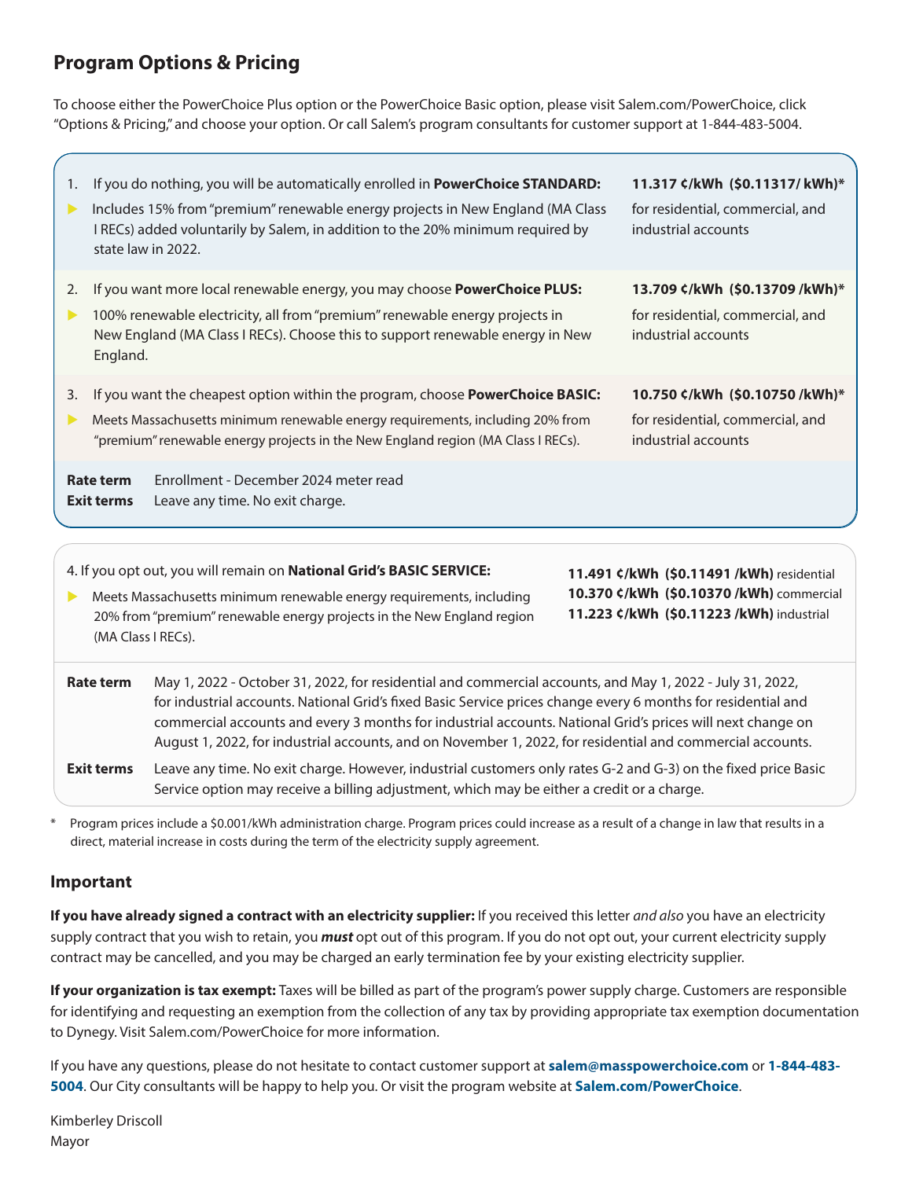## Program Options & Pricing

To choose either the PowerChoice Plus option or the PowerChoice Basic option, please visit Salem.com/PowerChoice, click "Options & Pricing," and choose your option. Or call Salem's program consultants for customer support at 1-844-483-5004.

1. If you do nothing, you will be automatically enrolled in **PowerChoice STANDARD:**
   - Includes 15% from "premium" renewable energy projects in New England (MA Class I RECs) added voluntarily by Salem, in addition to the 20% minimum required by state law in 2022.

   **11.317 ¢/kWh ($0.11317/ kWh)*** for residential, commercial, and industrial accounts

2. If you want more local renewable energy, you may choose **PowerChoice PLUS:**
   - 100% renewable electricity, all from "premium" renewable energy projects in New England (MA Class I RECs). Choose this to support renewable energy in New England.

   **13.709 ¢/kWh ($0.13709 /kWh)*** for residential, commercial, and industrial accounts

3. If you want the cheapest option within the program, choose **PowerChoice BASIC:**
   - Meets Massachusetts minimum renewable energy requirements, including 20% from "premium" renewable energy projects in the New England region (MA Class I RECs).

   **10.750 ¢/kWh ($0.10750 /kWh)*** for residential, commercial, and industrial accounts

**Rate term** Enrollment - December 2024 meter read
**Exit terms** Leave any time. No exit charge.

4. If you opt out, you will remain on **National Grid's BASIC SERVICE:**
   - Meets Massachusetts minimum renewable energy requirements, including 20% from "premium" renewable energy projects in the New England region (MA Class I RECs).

   **11.491 ¢/kWh ($0.11491 /kWh)** residential
   **10.370 ¢/kWh ($0.10370 /kWh)** commercial
   **11.223 ¢/kWh ($0.11223 /kWh)** industrial

**Rate term** May 1, 2022 - October 31, 2022, for residential and commercial accounts, and May 1, 2022 - July 31, 2022, for industrial accounts. National Grid's fixed Basic Service prices change every 6 months for residential and commercial accounts and every 3 months for industrial accounts. National Grid's prices will next change on August 1, 2022, for industrial accounts, and on November 1, 2022, for residential and commercial accounts.

**Exit terms** Leave any time. No exit charge. However, industrial customers only rates G-2 and G-3) on the fixed price Basic Service option may receive a billing adjustment, which may be either a credit or a charge.

\* Program prices include a $0.001/kWh administration charge. Program prices could increase as a result of a change in law that results in a direct, material increase in costs during the term of the electricity supply agreement.

## Important

**If you have already signed a contract with an electricity supplier:** If you received this letter *and also* you have an electricity supply contract that you wish to retain, you ***must*** opt out of this program. If you do not opt out, your current electricity supply contract may be cancelled, and you may be charged an early termination fee by your existing electricity supplier.

**If your organization is tax exempt:** Taxes will be billed as part of the program's power supply charge. Customers are responsible for identifying and requesting an exemption from the collection of any tax by providing appropriate tax exemption documentation to Dynegy. Visit Salem.com/PowerChoice for more information.

If you have any questions, please do not hesitate to contact customer support at **salem@masspowerchoice.com** or **1-844-483-5004**. Our City consultants will be happy to help you. Or visit the program website at **Salem.com/PowerChoice**.

Kimberley Driscoll
Mayor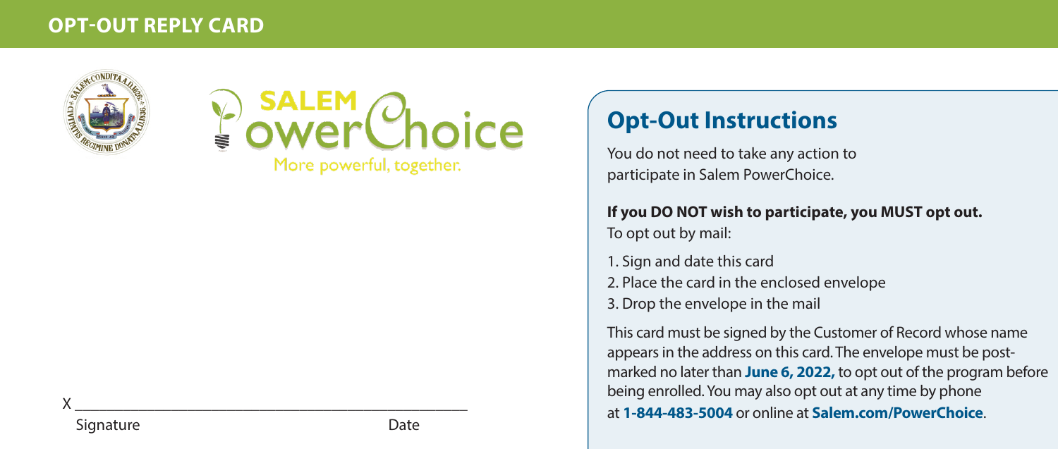## OPT-OUT REPLY CARD

SALEM PowerChoice

More powerful, together.

X ______________________________________________

Signature Date

## Opt-Out Instructions

You do not need to take any action to participate in Salem PowerChoice.

**If you DO NOT wish to participate, you MUST opt out.**
To opt out by mail:

1. Sign and date this card
2. Place the card in the enclosed envelope
3. Drop the envelope in the mail

This card must be signed by the Customer of Record whose name appears in the address on this card. The envelope must be postmarked no later than **June 6, 2022,** to opt out of the program before being enrolled. You may also opt out at any time by phone at **1-844-483-5004** or online at **Salem.com/PowerChoice**.